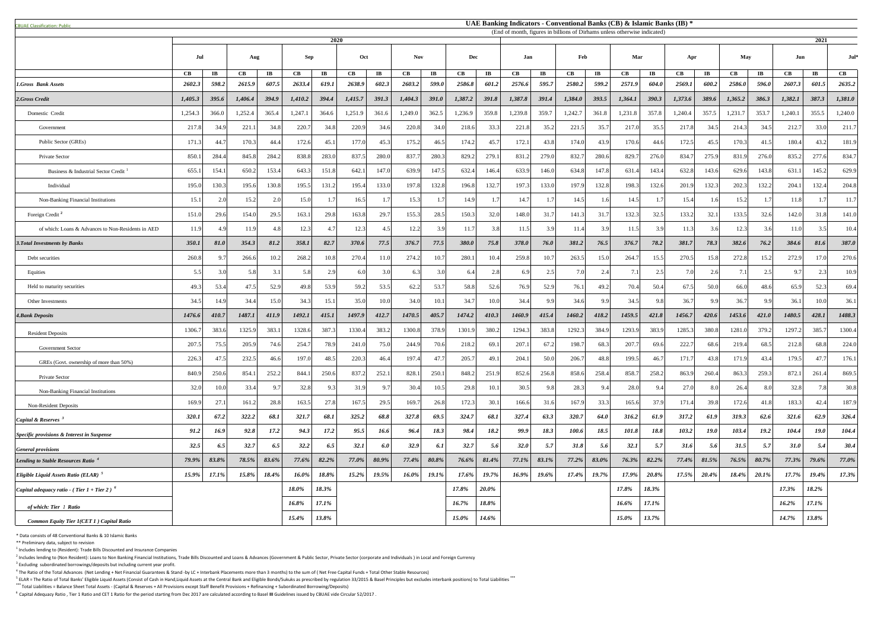CBUAE Classification: Public

# UAE Banking Indicators - Conventional Banks (CB) & Islamic Banks (IB) *

(End of month, figures in billions of Dirhams unless otherwise indicated)

| | 2020 | | | | | | | | | | | | 2021 | | | | | | | | | | | | |
|---|---|---|---|---|---|---|---|---|---|---|---|---|---|---|---|---|---|---|---|---|---|---|---|---|---|
| | Jul | | Aug | | Sep | | Oct | | Nov | | Dec | | Jan | | Feb | | Mar | | Apr | | May | | Jun | | Jul* |
| | CB | IB | CB | IB | CB | IB | CB | IB | CB | IB | CB | IB | CB | IB | CB | IB | CB | IB | CB | IB | CB | IB | CB | IB | CB |
| ***1.Gross Bank Assets*** | *2602.3* | *598.2* | *2615.9* | *607.5* | *2633.4* | *619.1* | *2638.9* | *602.3* | *2603.2* | *599.0* | *2586.8* | *601.2* | *2576.6* | *595.7* | *2580.2* | *599.2* | *2571.9* | *604.0* | *2569.1* | *600.2* | *2586.0* | *596.0* | *2607.3* | *601.5* | *2635.2* |
| ***2.Gross Credit*** | *1,405.3* | *395.6* | *1,406.4* | *394.9* | *1,410.2* | *394.4* | *1,415.7* | *391.3* | *1,404.3* | *391.0* | *1,387.2* | *391.8* | *1,387.8* | *391.4* | *1,384.0* | *393.5* | *1,364.1* | *390.3* | *1,373.6* | *389.6* | *1,365.2* | *386.3* | *1,382.1* | *387.3* | *1,381.0* |
| Domestic Credit | 1,254.3 | 366.0 | 1,252.4 | 365.4 | 1,247.1 | 364.6 | 1,251.9 | 361.6 | 1,249.0 | 362.5 | 1,236.9 | 359.8 | 1,239.8 | 359.7 | 1,242.7 | 361.8 | 1,231.8 | 357.8 | 1,240.4 | 357.5 | 1,231.7 | 353.7 | 1,240.1 | 355.5 | 1,240.0 |
| Government | 217.8 | 34.9 | 221.1 | 34.8 | 220.7 | 34.8 | 220.9 | 34.6 | 220.8 | 34.0 | 218.6 | 33.3 | 221.8 | 35.2 | 221.5 | 35.7 | 217.0 | 35.5 | 217.8 | 34.5 | 214.3 | 34.5 | 212.7 | 33.0 | 211.7 |
| Public Sector (GREs) | 171.3 | 44.7 | 170.3 | 44.4 | 172.6 | 45.1 | 177.0 | 45.3 | 175.2 | 46.5 | 174.2 | 45.7 | 172.1 | 43.8 | 174.0 | 43.9 | 170.6 | 44.6 | 172.5 | 45.5 | 170.3 | 41.5 | 180.4 | 43.2 | 181.9 |
| Private Sector | 850.1 | 284.4 | 845.8 | 284.2 | 838.8 | 283.0 | 837.5 | 280.0 | 837.7 | 280.3 | 829.2 | 279.1 | 831.2 | 279.0 | 832.7 | 280.6 | 829.7 | 276.0 | 834.7 | 275.9 | 831.9 | 276.0 | 835.2 | 277.6 | 834.7 |
| Business & Industrial Sector Credit [1] | 655.1 | 154.1 | 650.2 | 153.4 | 643.3 | 151.8 | 642.1 | 147.0 | 639.9 | 147.5 | 632.4 | 146.4 | 633.9 | 146.0 | 634.8 | 147.8 | 631.4 | 143.4 | 632.8 | 143.6 | 629.6 | 143.8 | 631.1 | 145.2 | 629.9 |
| Individual | 195.0 | 130.3 | 195.6 | 130.8 | 195.5 | 131.2 | 195.4 | 133.0 | 197.8 | 132.8 | 196.8 | 132.7 | 197.3 | 133.0 | 197.9 | 132.8 | 198.3 | 132.6 | 201.9 | 132.3 | 202.3 | 132.2 | 204.1 | 132.4 | 204.8 |
| Non-Banking Financial Institutions | 15.1 | 2.0 | 15.2 | 2.0 | 15.0 | 1.7 | 16.5 | 1.7 | 15.3 | 1.7 | 14.9 | 1.7 | 14.7 | 1.7 | 14.5 | 1.6 | 14.5 | 1.7 | 15.4 | 1.6 | 15.2 | 1.7 | 11.8 | 1.7 | 11.7 |
| Foreign Credit [2] | 151.0 | 29.6 | 154.0 | 29.5 | 163.1 | 29.8 | 163.8 | 29.7 | 155.3 | 28.5 | 150.3 | 32.0 | 148.0 | 31.7 | 141.3 | 31.7 | 132.3 | 32.5 | 133.2 | 32.1 | 133.5 | 32.6 | 142.0 | 31.8 | 141.0 |
| of which: Loans & Advances to Non-Residents in AED | 11.9 | 4.9 | 11.9 | 4.8 | 12.3 | 4.7 | 12.3 | 4.5 | 12.2 | 3.9 | 11.7 | 3.8 | 11.5 | 3.9 | 11.4 | 3.9 | 11.5 | 3.9 | 11.3 | 3.6 | 12.3 | 3.6 | 11.0 | 3.5 | 10.4 |
| ***3.Total Investments by Banks*** | *350.1* | *81.0* | *354.3* | *81.2* | *358.1* | *82.7* | *370.6* | *77.5* | *376.7* | *77.5* | *380.0* | *75.8* | *378.0* | *76.0* | *381.2* | *76.5* | *376.7* | *78.2* | *381.7* | *78.3* | *382.6* | *76.2* | *384.6* | *81.6* | *387.0* |
| Debt securities | 260.8 | 9.7 | 266.6 | 10.2 | 268.2 | 10.8 | 270.4 | 11.0 | 274.2 | 10.7 | 280.1 | 10.4 | 259.8 | 10.7 | 263.5 | 15.0 | 264.7 | 15.5 | 270.5 | 15.8 | 272.8 | 15.2 | 272.9 | 17.0 | 270.6 |
| Equities | 5.5 | 3.0 | 5.8 | 3.1 | 5.8 | 2.9 | 6.0 | 3.0 | 6.3 | 3.0 | 6.4 | 2.8 | 6.9 | 2.5 | 7.0 | 2.4 | 7.1 | 2.5 | 7.0 | 2.6 | 7.1 | 2.5 | 9.7 | 2.3 | 10.9 |
| Held to maturity securities | 49.3 | 53.4 | 47.5 | 52.9 | 49.8 | 53.9 | 59.2 | 53.5 | 62.2 | 53.7 | 58.8 | 52.6 | 76.9 | 52.9 | 76.1 | 49.2 | 70.4 | 50.4 | 67.5 | 50.0 | 66.0 | 48.6 | 65.9 | 52.3 | 69.4 |
| Other Investments | 34.5 | 14.9 | 34.4 | 15.0 | 34.3 | 15.1 | 35.0 | 10.0 | 34.0 | 10.1 | 34.7 | 10.0 | 34.4 | 9.9 | 34.6 | 9.9 | 34.5 | 9.8 | 36.7 | 9.9 | 36.7 | 9.9 | 36.1 | 10.0 | 36.1 |
| ***4.Bank Deposits*** | *1476.6* | *410.7* | *1487.1* | *411.9* | *1492.1* | *415.1* | *1497.9* | *412.7* | *1470.5* | *405.7* | *1474.2* | *410.3* | *1460.9* | *415.4* | *1460.2* | *418.2* | *1459.5* | *421.8* | *1456.7* | *420.6* | *1453.6* | *421.0* | *1480.5* | *428.1* | *1488.3* |
| Resident Deposits | 1306.7 | 383.6 | 1325.9 | 383.1 | 1328.6 | 387.3 | 1330.4 | 383.2 | 1300.8 | 378.9 | 1301.9 | 380.2 | 1294.3 | 383.8 | 1292.3 | 384.9 | 1293.9 | 383.9 | 1285.3 | 380.8 | 1281.0 | 379.2 | 1297.2 | 385.7 | 1300.4 |
| Government Sector | 207.5 | 75.5 | 205.9 | 74.6 | 254.7 | 78.9 | 241.0 | 75.0 | 244.9 | 70.6 | 218.2 | 69.1 | 207.1 | 67.2 | 198.7 | 68.3 | 207.7 | 69.6 | 222.7 | 68.6 | 219.4 | 68.5 | 212.8 | 68.8 | 224.0 |
| GREs (Govt. ownership of more than 50%) | 226.3 | 47.5 | 232.5 | 46.6 | 197.0 | 48.5 | 220.3 | 46.4 | 197.4 | 47.7 | 205.7 | 49.1 | 204.1 | 50.0 | 206.7 | 48.8 | 199.5 | 46.7 | 171.7 | 43.8 | 171.9 | 43.4 | 179.5 | 47.7 | 176.1 |
| Private Sector | 840.9 | 250.6 | 854.1 | 252.2 | 844.1 | 250.6 | 837.2 | 252.1 | 828.1 | 250.1 | 848.2 | 251.9 | 852.6 | 256.8 | 858.6 | 258.4 | 858.7 | 258.2 | 863.9 | 260.4 | 863.3 | 259.3 | 872.1 | 261.4 | 869.5 |
| Non-Banking Financial Institutions | 32.0 | 10.0 | 33.4 | 9.7 | 32.8 | 9.3 | 31.9 | 9.7 | 30.4 | 10.5 | 29.8 | 10.1 | 30.5 | 9.8 | 28.3 | 9.4 | 28.0 | 9.4 | 27.0 | 8.0 | 26.4 | 8.0 | 32.8 | 7.8 | 30.8 |
| Non-Resident Deposits | 169.9 | 27.1 | 161.2 | 28.8 | 163.5 | 27.8 | 167.5 | 29.5 | 169.7 | 26.8 | 172.3 | 30.1 | 166.6 | 31.6 | 167.9 | 33.3 | 165.6 | 37.9 | 171.4 | 39.8 | 172.6 | 41.8 | 183.3 | 42.4 | 187.9 |
| ***Capital & Reserves*** [3] | *320.1* | *67.2* | *322.2* | *68.1* | *321.7* | *68.1* | *325.2* | *68.8* | *327.8* | *69.5* | *324.7* | *68.1* | *327.4* | *63.3* | *320.7* | *64.0* | *316.2* | *61.9* | *317.2* | *61.9* | *319.3* | *62.6* | *321.6* | *62.9* | *326.4* |
| ***Specific provisions & Interest in Suspense*** | *91.2* | *16.9* | *92.8* | *17.2* | *94.3* | *17.2* | *95.5* | *16.6* | *96.4* | *18.3* | *98.4* | *18.2* | *99.9* | *18.3* | *100.6* | *18.5* | *101.8* | *18.8* | *103.2* | *19.0* | *103.4* | *19.2* | *104.4* | *19.0* | *104.4* |
| ***General provisions*** | *32.5* | *6.5* | *32.7* | *6.5* | *32.2* | *6.5* | *32.1* | *6.0* | *32.9* | *6.1* | *32.7* | *5.6* | *32.0* | *5.7* | *31.8* | *5.6* | *32.1* | *5.7* | *31.6* | *5.6* | *31.5* | *5.7* | *31.0* | *5.4* | *30.4* |
| ***Lending to Stable Resources Ratio*** [4] | *79.9%* | *83.8%* | *78.5%* | *83.6%* | *77.6%* | *82.2%* | *77.0%* | *80.9%* | *77.4%* | *80.8%* | *76.6%* | *81.4%* | *77.1%* | *83.1%* | *77.2%* | *83.0%* | *76.3%* | *82.2%* | *77.4%* | *81.5%* | *76.5%* | *80.7%* | *77.3%* | *79.6%* | *77.0%* |
| ***Eligible Liquid Assets Ratio (ELAR)*** [5] | *15.9%* | *17.1%* | *15.8%* | *18.4%* | *16.0%* | *18.8%* | *15.2%* | *19.5%* | *16.0%* | *19.1%* | *17.6%* | *19.7%* | *16.9%* | *19.6%* | *17.4%* | *19.7%* | *17.9%* | *20.8%* | *17.5%* | *20.4%* | *18.4%* | *20.1%* | *17.7%* | *19.4%* | *17.3%* |
| ***Capital adequacy ratio - ( Tier 1 + Tier 2 )*** [6] | | | | | *18.0%* | *18.3%* | | | | | *17.8%* | *20.0%* | | | | | *17.8%* | *18.3%* | | | | | *17.3%* | *18.2%* | |
| ***of which: Tier 1 Ratio*** | | | | | *16.8%* | *17.1%* | | | | | *16.7%* | *18.8%* | | | | | *16.6%* | *17.1%* | | | | | *16.2%* | *17.1%* | |
| ***Common Equity Tier 1(CET 1 ) Capital Ratio*** | | | | | *15.4%* | *13.8%* | | | | | *15.0%* | *14.6%* | | | | | *15.0%* | *13.7%* | | | | | *14.7%* | *13.8%* | |

\* Data consists of 48 Conventional Banks & 10 Islamic Banks

\*\* Preliminary data, subject to revision

[1] Includes lending to (Resident): Trade Bills Discounted and Insurance Companies

[2] Includes lending to (Non Resident): Loans to Non Banking Financial Institutions, Trade Bills Discounted and Loans & Advances (Government & Public Sector, Private Sector (corporate and Individuals ) in Local and Foreign Currency

[3] Excluding subordinated borrowings/deposits but including current year profit.

[4] The Ratio of the Total Advances (Net Lending + Net Financial Guarantees & Stand -by LC + Interbank Placements more than 3 months) to the sum of ( Net Free Capital Funds + Total Other Stable Resources)

[5] ELAR = The Ratio of Total Banks' Eligible Liquid Assets (Consist of Cash in Hand,Liquid Assets at the Central Bank and Eligible Bonds/Sukuks as prescribed by regulation 33/2015 & Basel Principles but excludes interbank positions) to Total Liabilities \*\*\*

\*\*\* Total Liabilities = Balance Sheet Total Assets - (Capital & Reserves + All Provisions except Staff Benefit Provisions + Refinancing + Subordinated Borrowing/Deposits)

[6] Capital Adequacy Ratio , Tier 1 Ratio and CET 1 Ratio for the period starting from Dec 2017 are calculated according to Basel III Guidelines issued by CBUAE vide Circular 52/2017 .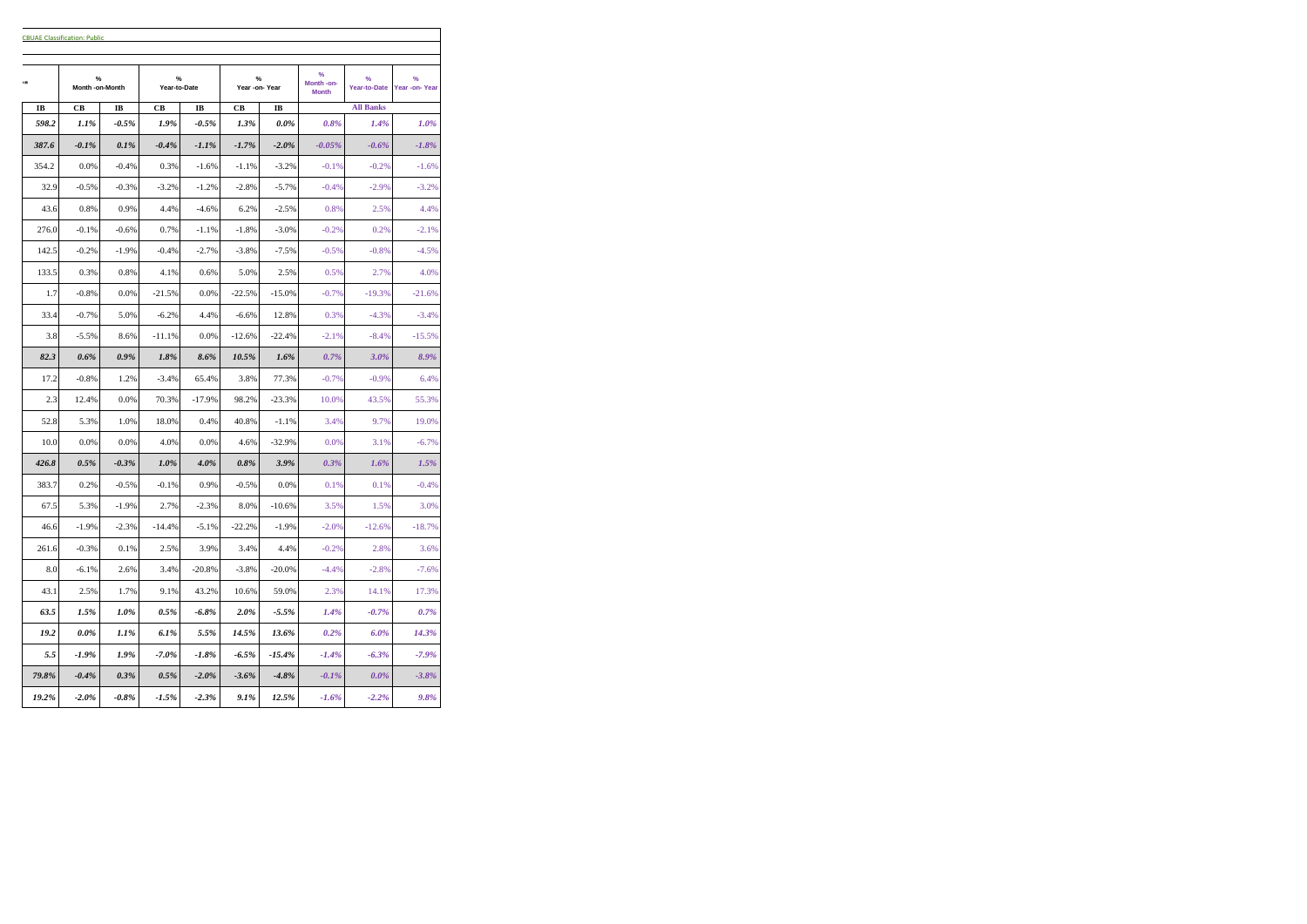CBUAE Classification: Public

| ...ns | % Month -on-Month | | % Year-to-Date | | % Year -on- Year | | % Month -on-Month | % Year-to-Date | % Year -on- Year |
|---|---|---|---|---|---|---|---|---|---|
| IB | CB | IB | CB | IB | CB | IB | All Banks | | |
| *598.2* | *1.1%* | *-0.5%* | *1.9%* | *-0.5%* | *1.3%* | *0.0%* | *0.8%* | *1.4%* | *1.0%* |
| *387.6* | *-0.1%* | *0.1%* | *-0.4%* | *-1.1%* | *-1.7%* | *-2.0%* | *-0.05%* | *-0.6%* | *-1.8%* |
| 354.2 | 0.0% | -0.4% | 0.3% | -1.6% | -1.1% | -3.2% | -0.1% | -0.2% | -1.6% |
| 32.9 | -0.5% | -0.3% | -3.2% | -1.2% | -2.8% | -5.7% | -0.4% | -2.9% | -3.2% |
| 43.6 | 0.8% | 0.9% | 4.4% | -4.6% | 6.2% | -2.5% | 0.8% | 2.5% | 4.4% |
| 276.0 | -0.1% | -0.6% | 0.7% | -1.1% | -1.8% | -3.0% | -0.2% | 0.2% | -2.1% |
| 142.5 | -0.2% | -1.9% | -0.4% | -2.7% | -3.8% | -7.5% | -0.5% | -0.8% | -4.5% |
| 133.5 | 0.3% | 0.8% | 4.1% | 0.6% | 5.0% | 2.5% | 0.5% | 2.7% | 4.0% |
| 1.7 | -0.8% | 0.0% | -21.5% | 0.0% | -22.5% | -15.0% | -0.7% | -19.3% | -21.6% |
| 33.4 | -0.7% | 5.0% | -6.2% | 4.4% | -6.6% | 12.8% | 0.3% | -4.3% | -3.4% |
| 3.8 | -5.5% | 8.6% | -11.1% | 0.0% | -12.6% | -22.4% | -2.1% | -8.4% | -15.5% |
| *82.3* | *0.6%* | *0.9%* | *1.8%* | *8.6%* | *10.5%* | *1.6%* | *0.7%* | *3.0%* | *8.9%* |
| 17.2 | -0.8% | 1.2% | -3.4% | 65.4% | 3.8% | 77.3% | -0.7% | -0.9% | 6.4% |
| 2.3 | 12.4% | 0.0% | 70.3% | -17.9% | 98.2% | -23.3% | 10.0% | 43.5% | 55.3% |
| 52.8 | 5.3% | 1.0% | 18.0% | 0.4% | 40.8% | -1.1% | 3.4% | 9.7% | 19.0% |
| 10.0 | 0.0% | 0.0% | 4.0% | 0.0% | 4.6% | -32.9% | 0.0% | 3.1% | -6.7% |
| *426.8* | *0.5%* | *-0.3%* | *1.0%* | *4.0%* | *0.8%* | *3.9%* | *0.3%* | *1.6%* | *1.5%* |
| 383.7 | 0.2% | -0.5% | -0.1% | 0.9% | -0.5% | 0.0% | 0.1% | 0.1% | -0.4% |
| 67.5 | 5.3% | -1.9% | 2.7% | -2.3% | 8.0% | -10.6% | 3.5% | 1.5% | 3.0% |
| 46.6 | -1.9% | -2.3% | -14.4% | -5.1% | -22.2% | -1.9% | -2.0% | -12.6% | -18.7% |
| 261.6 | -0.3% | 0.1% | 2.5% | 3.9% | 3.4% | 4.4% | -0.2% | 2.8% | 3.6% |
| 8.0 | -6.1% | 2.6% | 3.4% | -20.8% | -3.8% | -20.0% | -4.4% | -2.8% | -7.6% |
| 43.1 | 2.5% | 1.7% | 9.1% | 43.2% | 10.6% | 59.0% | 2.3% | 14.1% | 17.3% |
| *63.5* | *1.5%* | *1.0%* | *0.5%* | *-6.8%* | *2.0%* | *-5.5%* | *1.4%* | *-0.7%* | *0.7%* |
| *19.2* | *0.0%* | *1.1%* | *6.1%* | *5.5%* | *14.5%* | *13.6%* | *0.2%* | *6.0%* | *14.3%* |
| *5.5* | *-1.9%* | *1.9%* | *-7.0%* | *-1.8%* | *-6.5%* | *-15.4%* | *-1.4%* | *-6.3%* | *-7.9%* |
| *79.8%* | *-0.4%* | *0.3%* | *0.5%* | *-2.0%* | *-3.6%* | *-4.8%* | *-0.1%* | *0.0%* | *-3.8%* |
| *19.2%* | *-2.0%* | *-0.8%* | *-1.5%* | *-2.3%* | *9.1%* | *12.5%* | *-1.6%* | *-2.2%* | *9.8%* |